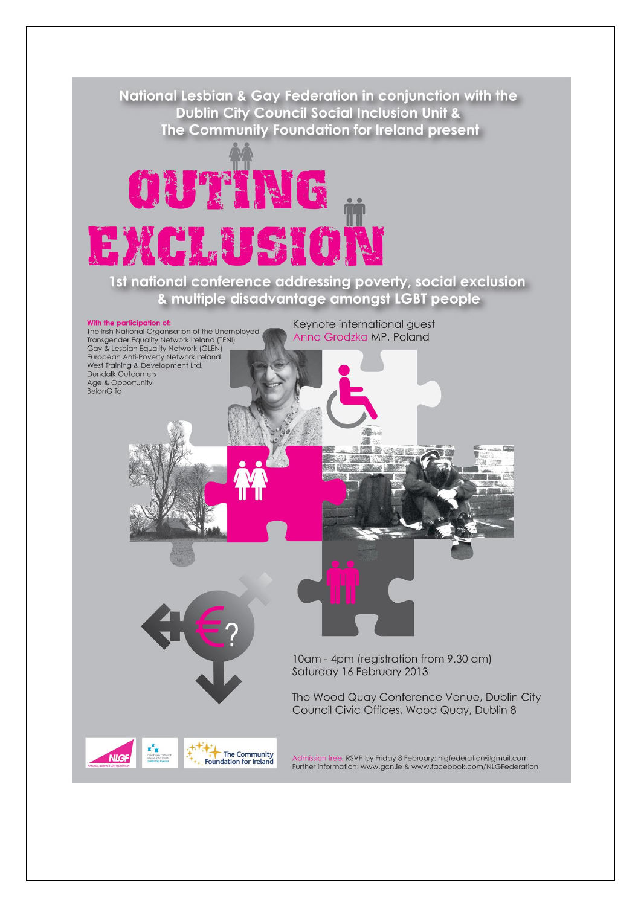National Lesbian & Gay Federation in conjunction with the Dublin City Council Social Inclusion Unit & The Community Foundation for Ireland present

# OUTING EXCLUSION

## 1st national conference addressing poverty, social exclusion & multiple disadvantage amongst LGBT people

**With the participation of:**

The Irish National Organisation of the Unemployed
Transgender Equality Network Ireland (TENI)
Gay & Lesbian Equality Network (GLEN)
European Anti-Poverty Network Ireland
West Training & Development Ltd.
Dundalk Outcomers
Age & Opportunity
BelonG To

Keynote international guest
Anna Grodzka MP, Poland

10am - 4pm (registration from 9.30 am)
Saturday 16 February 2013

The Wood Quay Conference Venue, Dublin City Council Civic Offices, Wood Quay, Dublin 8

Admission free. RSVP by Friday 8 February: nlgfederation@gmail.com
Further information: www.gcn.ie & www.facebook.com/NLGFederation

NLGF National Lesbian & Gay Federation

The Community Foundation for Ireland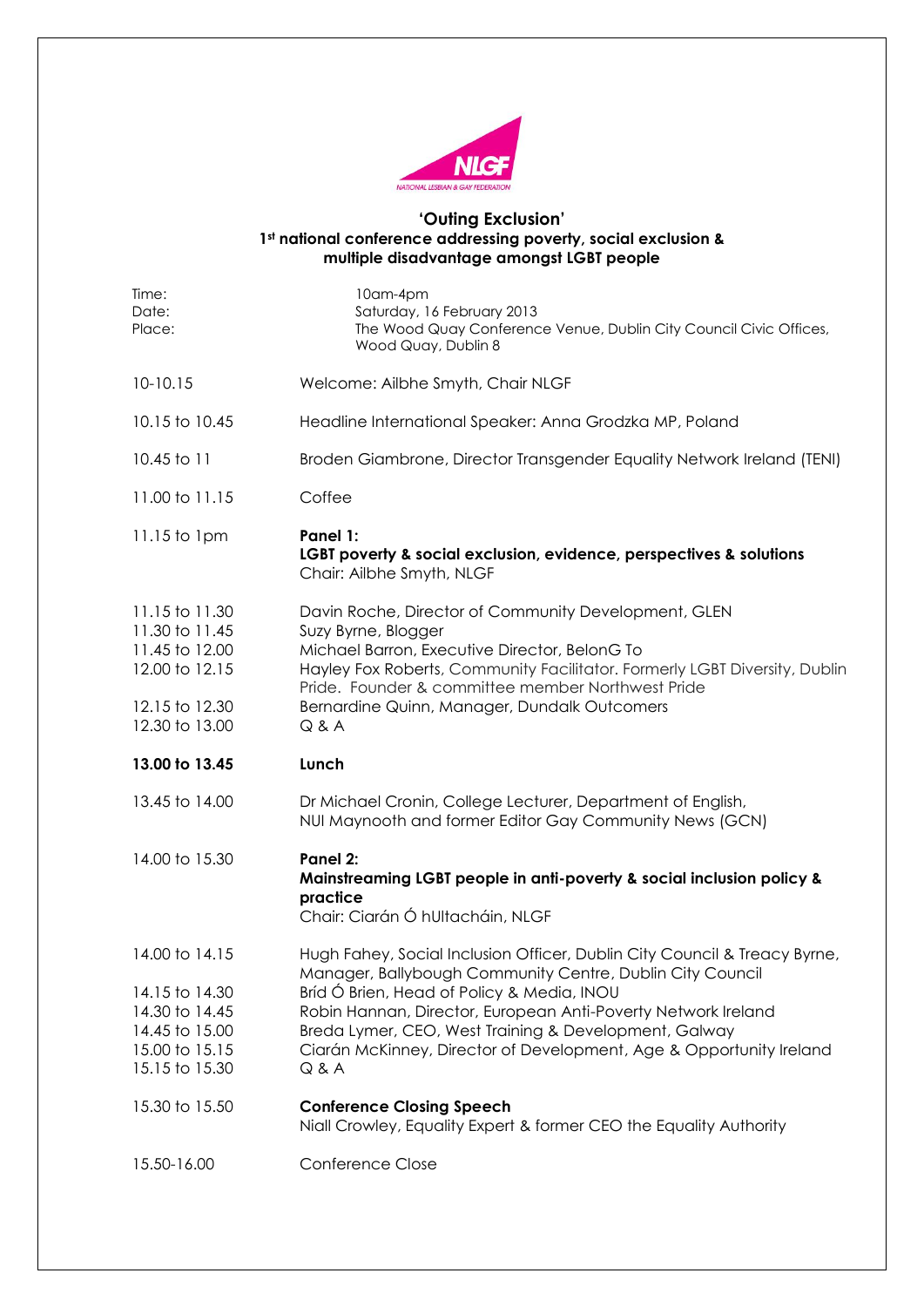NLGF
NATIONAL LESBIAN & GAY FEDERATION

## 'Outing Exclusion'

### 1st national conference addressing poverty, social exclusion & multiple disadvantage amongst LGBT people

| | |
|---|---|
| Time: | 10am-4pm |
| Date: | Saturday, 16 February 2013 |
| Place: | The Wood Quay Conference Venue, Dublin City Council Civic Offices, Wood Quay, Dublin 8 |

| | |
|---|---|
| 10-10.15 | Welcome: Ailbhe Smyth, Chair NLGF |
| 10.15 to 10.45 | Headline International Speaker: Anna Grodzka MP, Poland |
| 10.45 to 11 | Broden Giambrone, Director Transgender Equality Network Ireland (TENI) |
| 11.00 to 11.15 | Coffee |
| 11.15 to 1pm | **Panel 1:** **LGBT poverty & social exclusion, evidence, perspectives & solutions** Chair: Ailbhe Smyth, NLGF |
| 11.15 to 11.30 | Davin Roche, Director of Community Development, GLEN |
| 11.30 to 11.45 | Suzy Byrne, Blogger |
| 11.45 to 12.00 | Michael Barron, Executive Director, BelonG To |
| 12.00 to 12.15 | Hayley Fox Roberts, Community Facilitator. Formerly LGBT Diversity, Dublin Pride. Founder & committee member Northwest Pride |
| 12.15 to 12.30 | Bernardine Quinn, Manager, Dundalk Outcomers |
| 12.30 to 13.00 | Q & A |
| **13.00 to 13.45** | **Lunch** |
| 13.45 to 14.00 | Dr Michael Cronin, College Lecturer, Department of English, NUI Maynooth and former Editor Gay Community News (GCN) |
| 14.00 to 15.30 | **Panel 2:** **Mainstreaming LGBT people in anti-poverty & social inclusion policy & practice** Chair: Ciarán Ó hUltacháin, NLGF |
| 14.00 to 14.15 | Hugh Fahey, Social Inclusion Officer, Dublin City Council & Treacy Byrne, Manager, Ballybough Community Centre, Dublin City Council |
| 14.15 to 14.30 | Bríd Ó Brien, Head of Policy & Media, INOU |
| 14.30 to 14.45 | Robin Hannan, Director, European Anti-Poverty Network Ireland |
| 14.45 to 15.00 | Breda Lymer, CEO, West Training & Development, Galway |
| 15.00 to 15.15 | Ciarán McKinney, Director of Development, Age & Opportunity Ireland |
| 15.15 to 15.30 | Q & A |
| 15.30 to 15.50 | **Conference Closing Speech** Niall Crowley, Equality Expert & former CEO the Equality Authority |
| 15.50-16.00 | Conference Close |